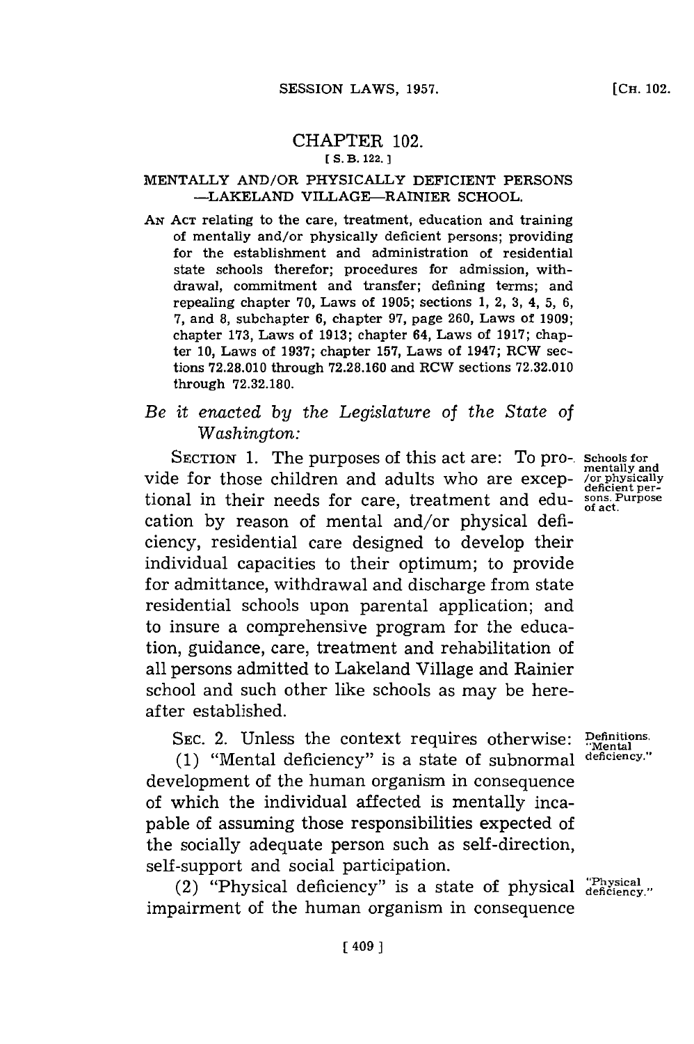# CHAPTER 102.

[S. B. 122.]

## MENTALLY AND/OR PHYSICALLY DEFICIENT PERSONS —LAKELAND VILLAGE—RAINIER SCHOOL.

AN ACT relating to the care, treatment, education and training of mentally and/or physically deficient persons; providing for the establishment and administration of residential state schools therefor; procedures for admission, withdrawal, commitment and transfer; defining terms; and repealing chapter 70, Laws of 1905; sections 1, 2, 3, 4, 5, 6, 7, and 8, subchapter 6, chapter 97, page 260, Laws of 1909; chapter 173, Laws of 1913; chapter 64, Laws of 1917; chapter 10, Laws of 1937; chapter 157, Laws of 1947; RCW sections 72.28.010 through 72.28.160 and RCW sections 72.32.010 through 72.32.180.

*Be it enacted by the Legislature of the State of Washington:*

SECTION 1. The purposes of this act are: To provide for those children and adults who are exceptional in their needs for care, treatment and education by reason of mental and/or physical deficiency, residential care designed to develop their individual capacities to their optimum; to provide for admittance, withdrawal and discharge from state residential schools upon parental application; and to insure a comprehensive program for the education, guidance, care, treatment and rehabilitation of all persons admitted to Lakeland Village and Rainier school and such other like schools as may be hereafter established.

Schools for mentally and /or physically deficient persons. Purpose of act.

SEC. 2. Unless the context requires otherwise:

Definitions. "Mental deficiency."

(1) "Mental deficiency" is a state of subnormal development of the human organism in consequence of which the individual affected is mentally incapable of assuming those responsibilities expected of the socially adequate person such as self-direction, self-support and social participation.

"Physical deficiency."

(2) "Physical deficiency" is a state of physical impairment of the human organism in consequence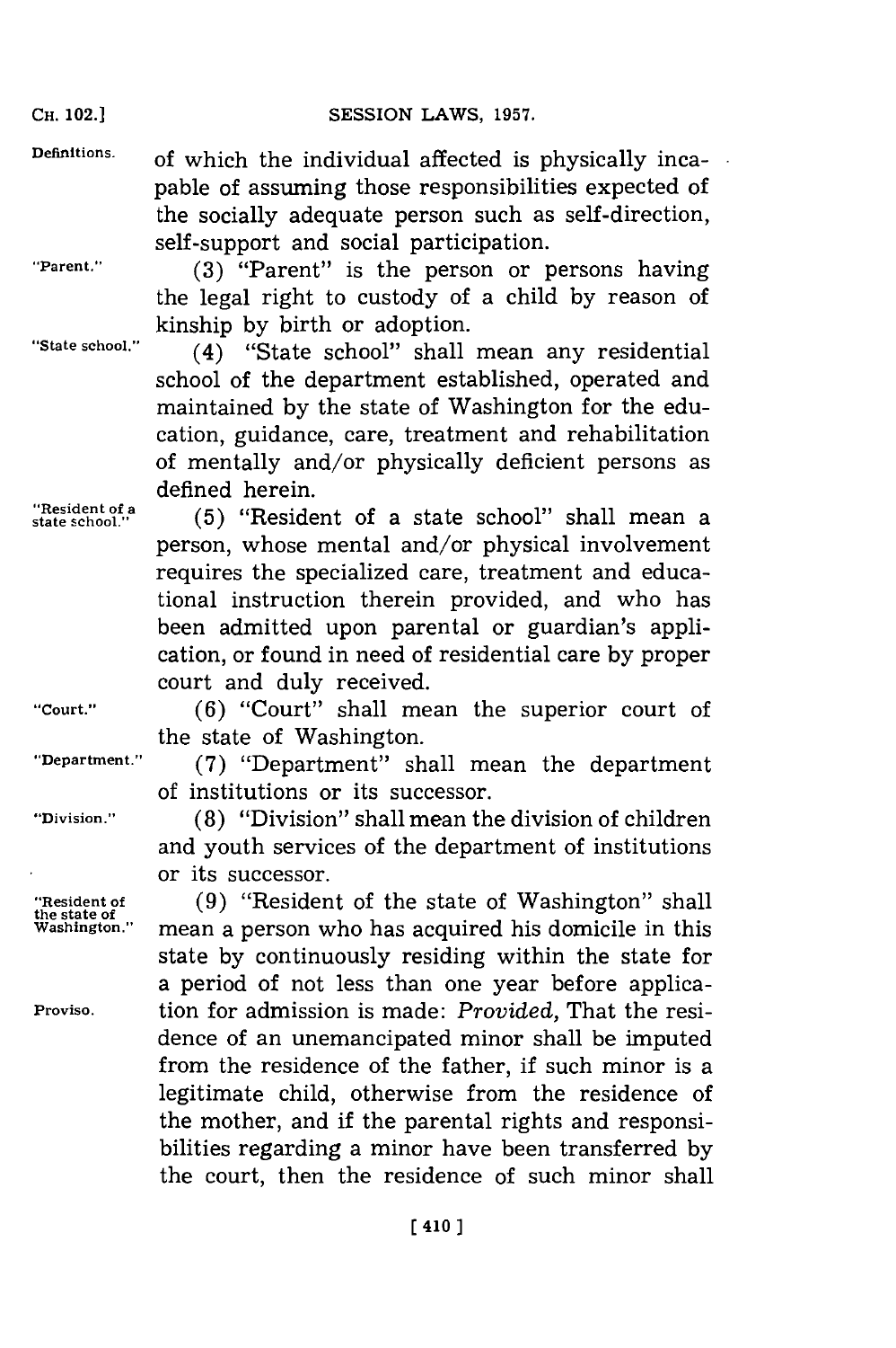of which the individual affected is physically incapable of assuming those responsibilities expected of the socially adequate person such as self-direction, self-support and social participation.

(3) "Parent" is the person or persons having the legal right to custody of a child by reason of kinship by birth or adoption.

(4) "State school" shall mean any residential school of the department established, operated and maintained by the state of Washington for the education, guidance, care, treatment and rehabilitation of mentally and/or physically deficient persons as defined herein.

(5) "Resident of a state school" shall mean a person, whose mental and/or physical involvement requires the specialized care, treatment and educational instruction therein provided, and who has been admitted upon parental or guardian's application, or found in need of residential care by proper court and duly received.

(6) "Court" shall mean the superior court of the state of Washington.

(7) "Department" shall mean the department of institutions or its successor.

(8) "Division" shall mean the division of children and youth services of the department of institutions or its successor.

(9) "Resident of the state of Washington" shall mean a person who has acquired his domicile in this state by continuously residing within the state for a period of not less than one year before application for admission is made: *Provided,* That the residence of an unemancipated minor shall be imputed from the residence of the father, if such minor is a legitimate child, otherwise from the residence of the mother, and if the parental rights and responsibilities regarding a minor have been transferred by the court, then the residence of such minor shall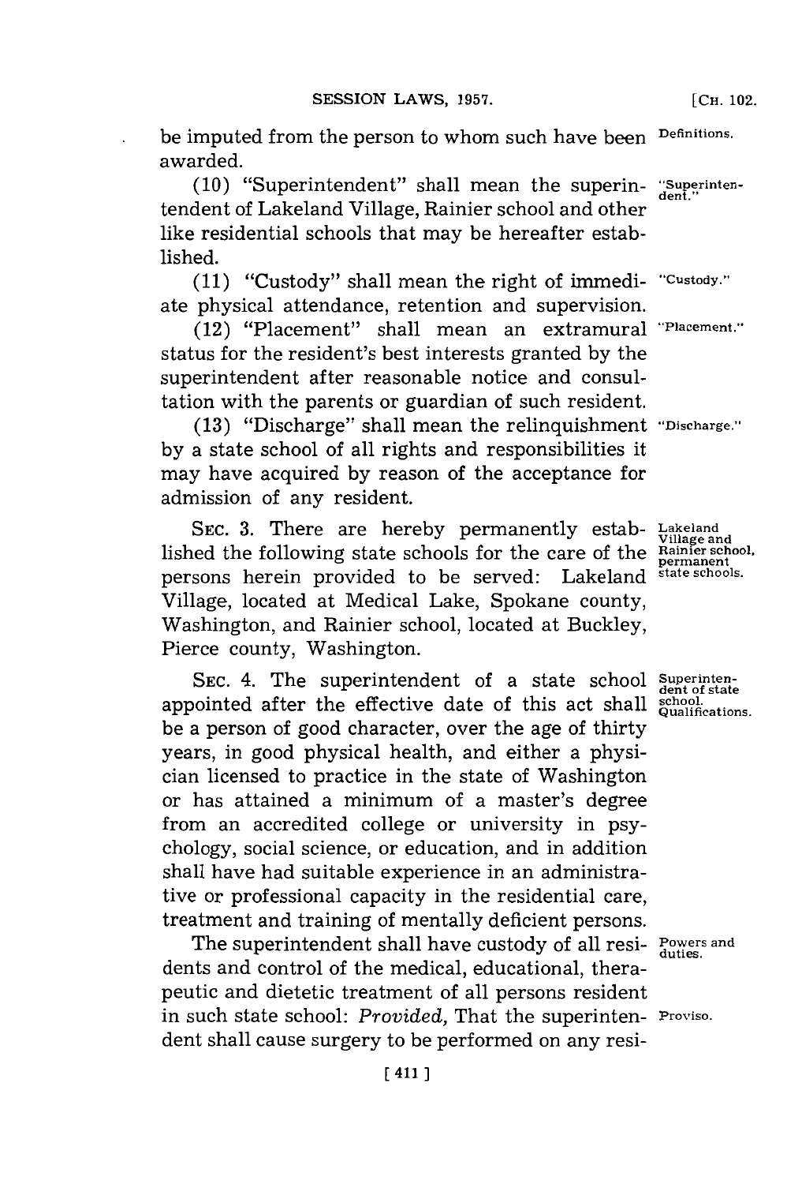be imputed from the person to whom such have been awarded.

(10) "Superintendent" shall mean the superintendent of Lakeland Village, Rainier school and other like residential schools that may be hereafter established.

(11) "Custody" shall mean the right of immediate physical attendance, retention and supervision.

(12) "Placement" shall mean an extramural status for the resident's best interests granted by the superintendent after reasonable notice and consultation with the parents or guardian of such resident.

(13) "Discharge" shall mean the relinquishment by a state school of all rights and responsibilities it may have acquired by reason of the acceptance for admission of any resident.

SEC. 3. There are hereby permanently established the following state schools for the care of the persons herein provided to be served: Lakeland Village, located at Medical Lake, Spokane county, Washington, and Rainier school, located at Buckley, Pierce county, Washington.

SEC. 4. The superintendent of a state school appointed after the effective date of this act shall be a person of good character, over the age of thirty years, in good physical health, and either a physician licensed to practice in the state of Washington or has attained a minimum of a master's degree from an accredited college or university in psychology, social science, or education, and in addition shall have had suitable experience in an administrative or professional capacity in the residential care, treatment and training of mentally deficient persons.

The superintendent shall have custody of all residents and control of the medical, educational, therapeutic and dietetic treatment of all persons resident in such state school: *Provided,* That the superintendent shall cause surgery to be performed on any resi-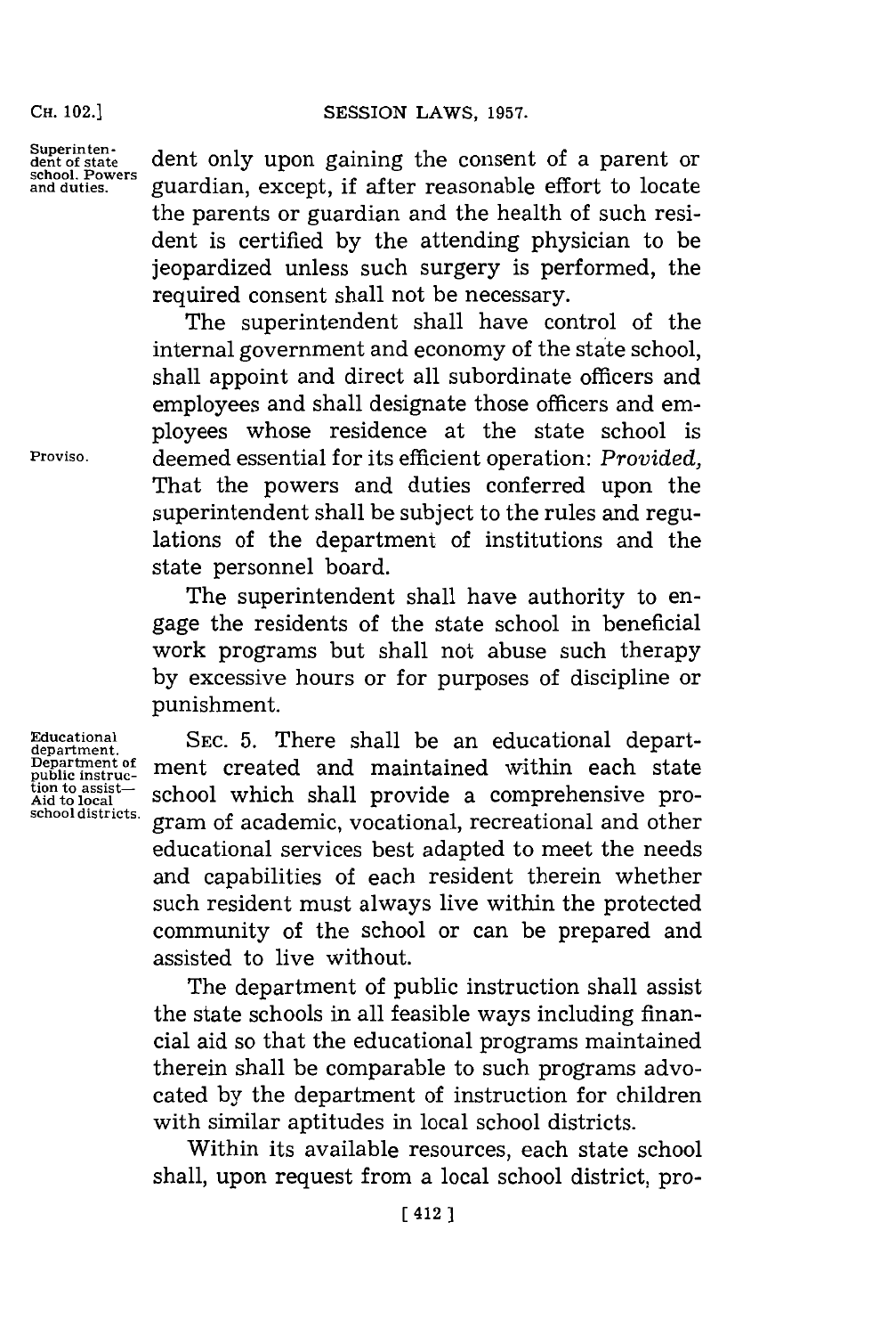dent only upon gaining the consent of a parent or guardian, except, if after reasonable effort to locate the parents or guardian and the health of such resident is certified by the attending physician to be jeopardized unless such surgery is performed, the required consent shall not be necessary.

The superintendent shall have control of the internal government and economy of the state school, shall appoint and direct all subordinate officers and employees and shall designate those officers and employees whose residence at the state school is deemed essential for its efficient operation: *Provided,* That the powers and duties conferred upon the superintendent shall be subject to the rules and regulations of the department of institutions and the state personnel board.

The superintendent shall have authority to engage the residents of the state school in beneficial work programs but shall not abuse such therapy by excessive hours or for purposes of discipline or punishment.

SEC. 5. There shall be an educational department created and maintained within each state school which shall provide a comprehensive program of academic, vocational, recreational and other educational services best adapted to meet the needs and capabilities of each resident therein whether such resident must always live within the protected community of the school or can be prepared and assisted to live without.

The department of public instruction shall assist the state schools in all feasible ways including financial aid so that the educational programs maintained therein shall be comparable to such programs advocated by the department of instruction for children with similar aptitudes in local school districts.

Within its available resources, each state school shall, upon request from a local school district, pro-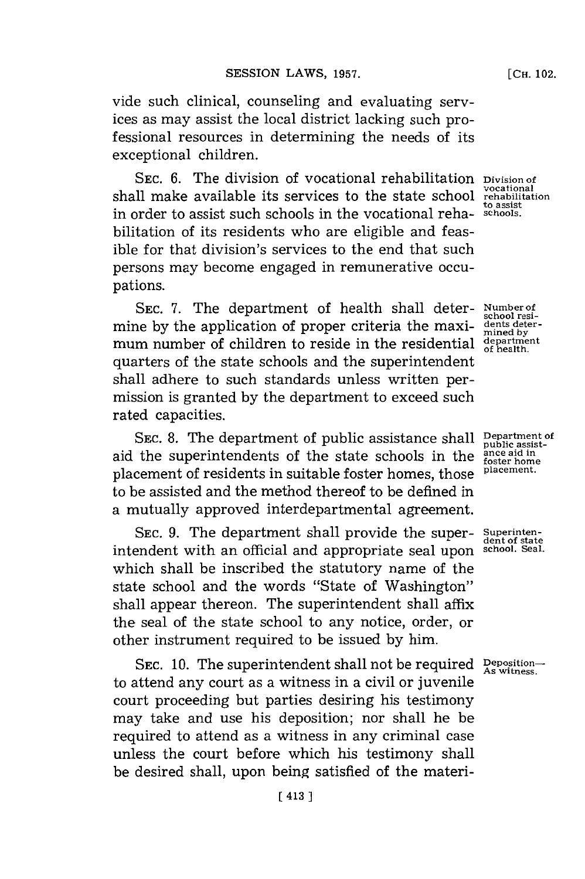vide such clinical, counseling and evaluating services as may assist the local district lacking such professional resources in determining the needs of its exceptional children.

SEC. 6. The division of vocational rehabilitation shall make available its services to the state school in order to assist such schools in the vocational rehabilitation of its residents who are eligible and feasible for that division's services to the end that such persons may become engaged in remunerative occupations.

*Division of vocational rehabilitation to assist schools.*

SEC. 7. The department of health shall determine by the application of proper criteria the maximum number of children to reside in the residential quarters of the state schools and the superintendent shall adhere to such standards unless written permission is granted by the department to exceed such rated capacities.

*Number of school residents determined by department of health.*

SEC. 8. The department of public assistance shall aid the superintendents of the state schools in the placement of residents in suitable foster homes, those to be assisted and the method thereof to be defined in a mutually approved interdepartmental agreement.

*Department of public assistance aid in foster home placement.*

SEC. 9. The department shall provide the superintendent with an official and appropriate seal upon which shall be inscribed the statutory name of the state school and the words "State of Washington" shall appear thereon. The superintendent shall affix the seal of the state school to any notice, order, or other instrument required to be issued by him.

*Superintendent of state school. Seal.*

SEC. 10. The superintendent shall not be required to attend any court as a witness in a civil or juvenile court proceeding but parties desiring his testimony may take and use his deposition; nor shall he be required to attend as a witness in any criminal case unless the court before which his testimony shall be desired shall, upon being satisfied of the materi-

*Deposition—As witness.*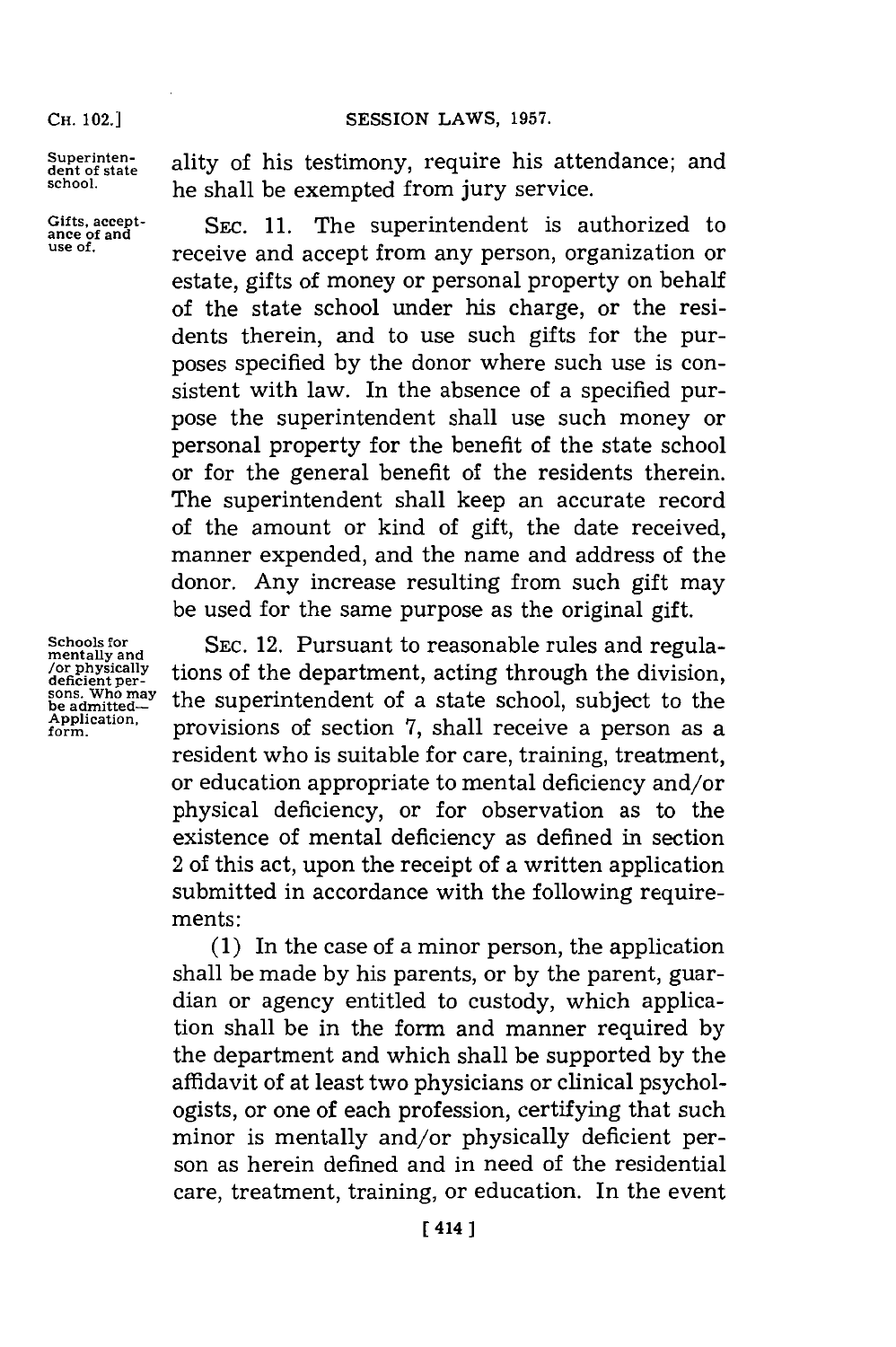ality of his testimony, require his attendance; and he shall be exempted from jury service.

Gifts, acceptance of and use of.

SEC. 11. The superintendent is authorized to receive and accept from any person, organization or estate, gifts of money or personal property on behalf of the state school under his charge, or the residents therein, and to use such gifts for the purposes specified by the donor where such use is consistent with law. In the absence of a specified purpose the superintendent shall use such money or personal property for the benefit of the state school or for the general benefit of the residents therein. The superintendent shall keep an accurate record of the amount or kind of gift, the date received, manner expended, and the name and address of the donor. Any increase resulting from such gift may be used for the same purpose as the original gift.

Schools for mentally and/or physically deficient persons. Who may be admitted—Application, form.

SEC. 12. Pursuant to reasonable rules and regulations of the department, acting through the division, the superintendent of a state school, subject to the provisions of section 7, shall receive a person as a resident who is suitable for care, training, treatment, or education appropriate to mental deficiency and/or physical deficiency, or for observation as to the existence of mental deficiency as defined in section 2 of this act, upon the receipt of a written application submitted in accordance with the following requirements:

(1) In the case of a minor person, the application shall be made by his parents, or by the parent, guardian or agency entitled to custody, which application shall be in the form and manner required by the department and which shall be supported by the affidavit of at least two physicians or clinical psychologists, or one of each profession, certifying that such minor is mentally and/or physically deficient person as herein defined and in need of the residential care, treatment, training, or education. In the event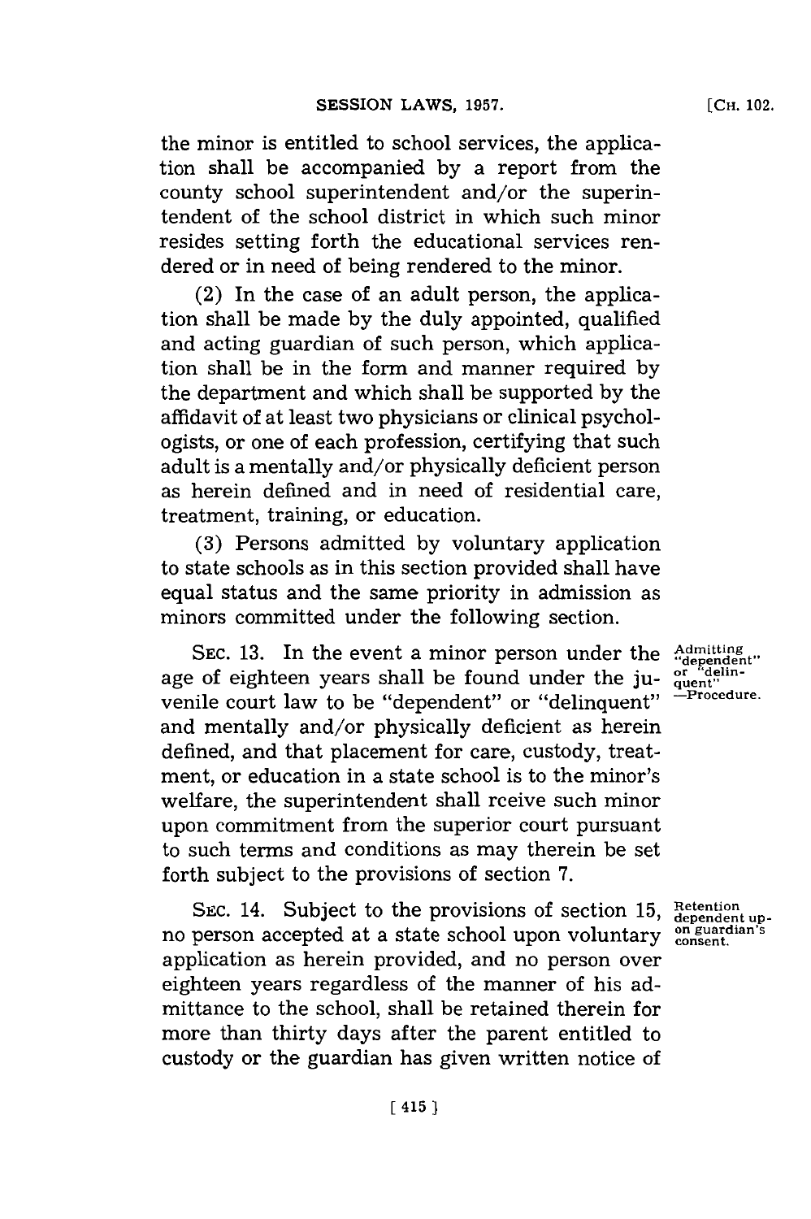the minor is entitled to school services, the application shall be accompanied by a report from the county school superintendent and/or the superintendent of the school district in which such minor resides setting forth the educational services rendered or in need of being rendered to the minor.

(2) In the case of an adult person, the application shall be made by the duly appointed, qualified and acting guardian of such person, which application shall be in the form and manner required by the department and which shall be supported by the affidavit of at least two physicians or clinical psychologists, or one of each profession, certifying that such adult is a mentally and/or physically deficient person as herein defined and in need of residential care, treatment, training, or education.

(3) Persons admitted by voluntary application to state schools as in this section provided shall have equal status and the same priority in admission as minors committed under the following section.

Admitting "dependent" or "delinquent" —Procedure.

SEC. 13. In the event a minor person under the age of eighteen years shall be found under the juvenile court law to be "dependent" or "delinquent" and mentally and/or physically deficient as herein defined, and that placement for care, custody, treatment, or education in a state school is to the minor's welfare, the superintendent shall rceive such minor upon commitment from the superior court pursuant to such terms and conditions as may therein be set forth subject to the provisions of section 7.

Retention dependent upon guardian's consent.

SEC. 14. Subject to the provisions of section 15, no person accepted at a state school upon voluntary application as herein provided, and no person over eighteen years regardless of the manner of his admittance to the school, shall be retained therein for more than thirty days after the parent entitled to custody or the guardian has given written notice of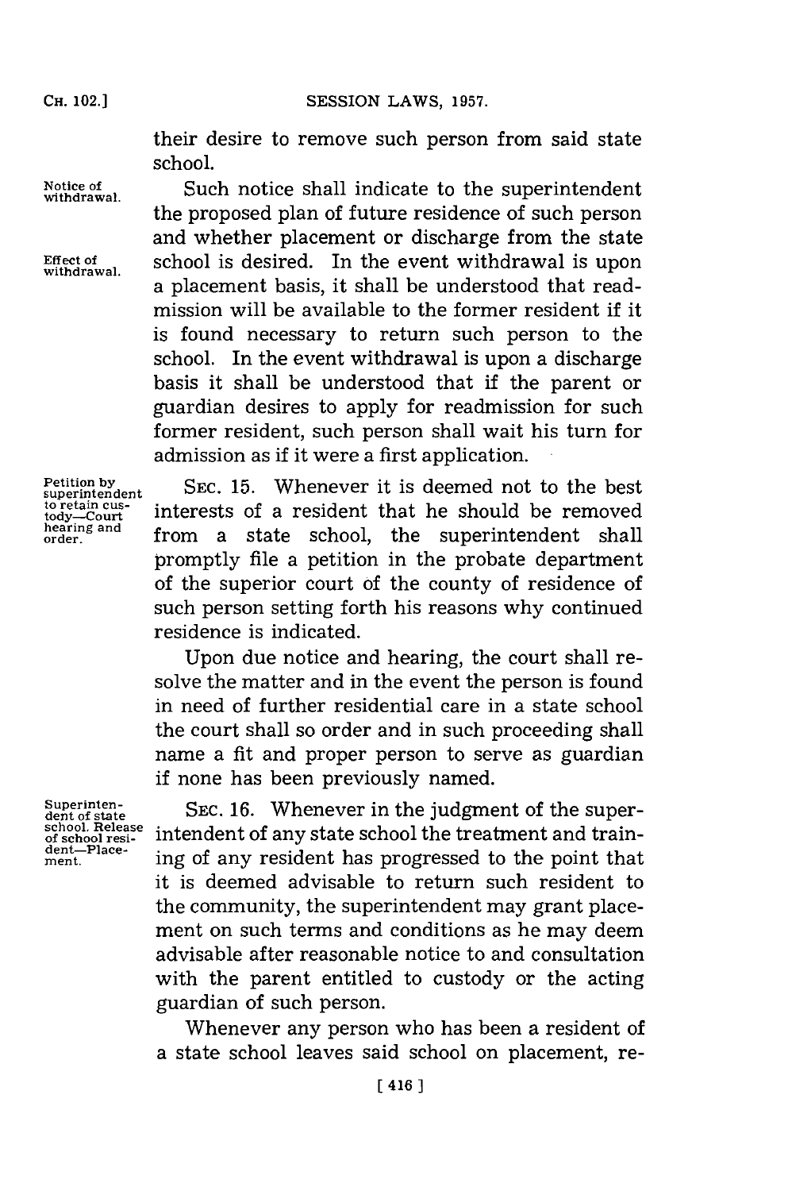their desire to remove such person from said state school.

Notice of withdrawal. Such notice shall indicate to the superintendent the proposed plan of future residence of such person and whether placement or discharge from the state school is desired. Effect of withdrawal. In the event withdrawal is upon a placement basis, it shall be understood that readmission will be available to the former resident if it is found necessary to return such person to the school. In the event withdrawal is upon a discharge basis it shall be understood that if the parent or guardian desires to apply for readmission for such former resident, such person shall wait his turn for admission as if it were a first application.

Petition by superintendent to retain custody—Court hearing and order. SEC. 15. Whenever it is deemed not to the best interests of a resident that he should be removed from a state school, the superintendent shall promptly file a petition in the probate department of the superior court of the county of residence of such person setting forth his reasons why continued residence is indicated.

Upon due notice and hearing, the court shall resolve the matter and in the event the person is found in need of further residential care in a state school the court shall so order and in such proceeding shall name a fit and proper person to serve as guardian if none has been previously named.

Superintendent of state school. Release of school resident—Placement. SEC. 16. Whenever in the judgment of the superintendent of any state school the treatment and training of any resident has progressed to the point that it is deemed advisable to return such resident to the community, the superintendent may grant placement on such terms and conditions as he may deem advisable after reasonable notice to and consultation with the parent entitled to custody or the acting guardian of such person.

Whenever any person who has been a resident of a state school leaves said school on placement, re-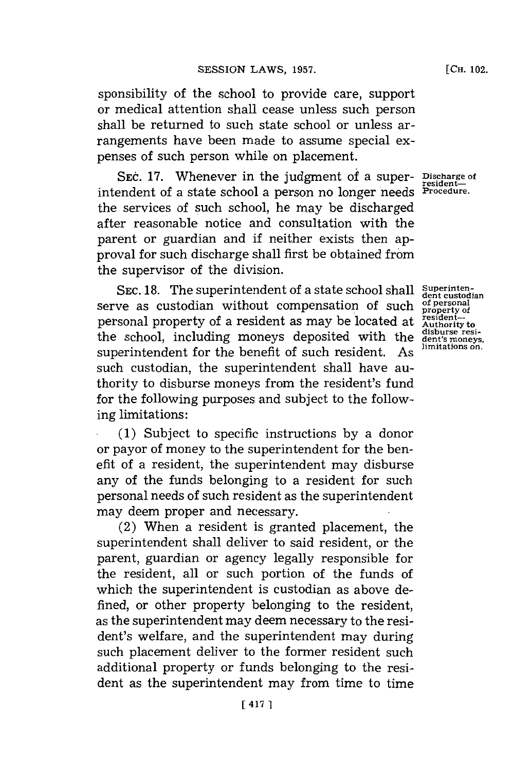sponsibility of the school to provide care, support or medical attention shall cease unless such person shall be returned to such state school or unless arrangements have been made to assume special expenses of such person while on placement.

SEC. 17. Whenever in the judgment of a superintendent of a state school a person no longer needs the services of such school, he may be discharged after reasonable notice and consultation with the parent or guardian and if neither exists then approval for such discharge shall first be obtained from the supervisor of the division.

*Discharge of resident—Procedure.*

SEC. 18. The superintendent of a state school shall serve as custodian without compensation of such personal property of a resident as may be located at the school, including moneys deposited with the superintendent for the benefit of such resident. As such custodian, the superintendent shall have authority to disburse moneys from the resident's fund for the following purposes and subject to the following limitations:

*Superintendent custodian of personal property of resident—Authority to disburse resident's moneys, limitations on.*

(1) Subject to specific instructions by a donor or payor of money to the superintendent for the benefit of a resident, the superintendent may disburse any of the funds belonging to a resident for such personal needs of such resident as the superintendent may deem proper and necessary.

(2) When a resident is granted placement, the superintendent shall deliver to said resident, or the parent, guardian or agency legally responsible for the resident, all or such portion of the funds of which the superintendent is custodian as above defined, or other property belonging to the resident, as the superintendent may deem necessary to the resident's welfare, and the superintendent may during such placement deliver to the former resident such additional property or funds belonging to the resident as the superintendent may from time to time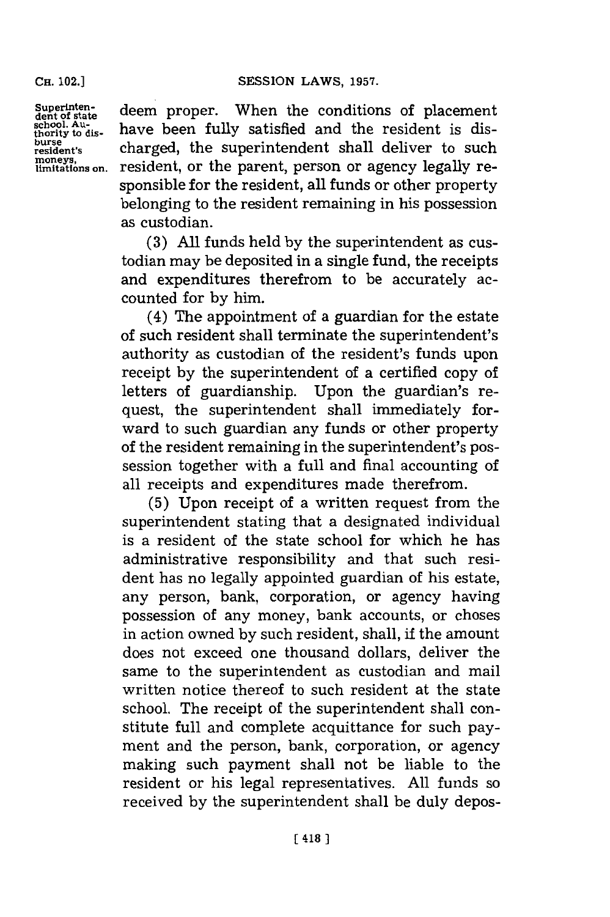Superintendent of state school. Authority to disburse resident's moneys, limitations on.

deem proper. When the conditions of placement have been fully satisfied and the resident is discharged, the superintendent shall deliver to such resident, or the parent, person or agency legally responsible for the resident, all funds or other property belonging to the resident remaining in his possession as custodian.

(3) All funds held by the superintendent as custodian may be deposited in a single fund, the receipts and expenditures therefrom to be accurately accounted for by him.

(4) The appointment of a guardian for the estate of such resident shall terminate the superintendent's authority as custodian of the resident's funds upon receipt by the superintendent of a certified copy of letters of guardianship. Upon the guardian's request, the superintendent shall immediately forward to such guardian any funds or other property of the resident remaining in the superintendent's possession together with a full and final accounting of all receipts and expenditures made therefrom.

(5) Upon receipt of a written request from the superintendent stating that a designated individual is a resident of the state school for which he has administrative responsibility and that such resident has no legally appointed guardian of his estate, any person, bank, corporation, or agency having possession of any money, bank accounts, or choses in action owned by such resident, shall, if the amount does not exceed one thousand dollars, deliver the same to the superintendent as custodian and mail written notice thereof to such resident at the state school. The receipt of the superintendent shall constitute full and complete acquittance for such payment and the person, bank, corporation, or agency making such payment shall not be liable to the resident or his legal representatives. All funds so received by the superintendent shall be duly depos-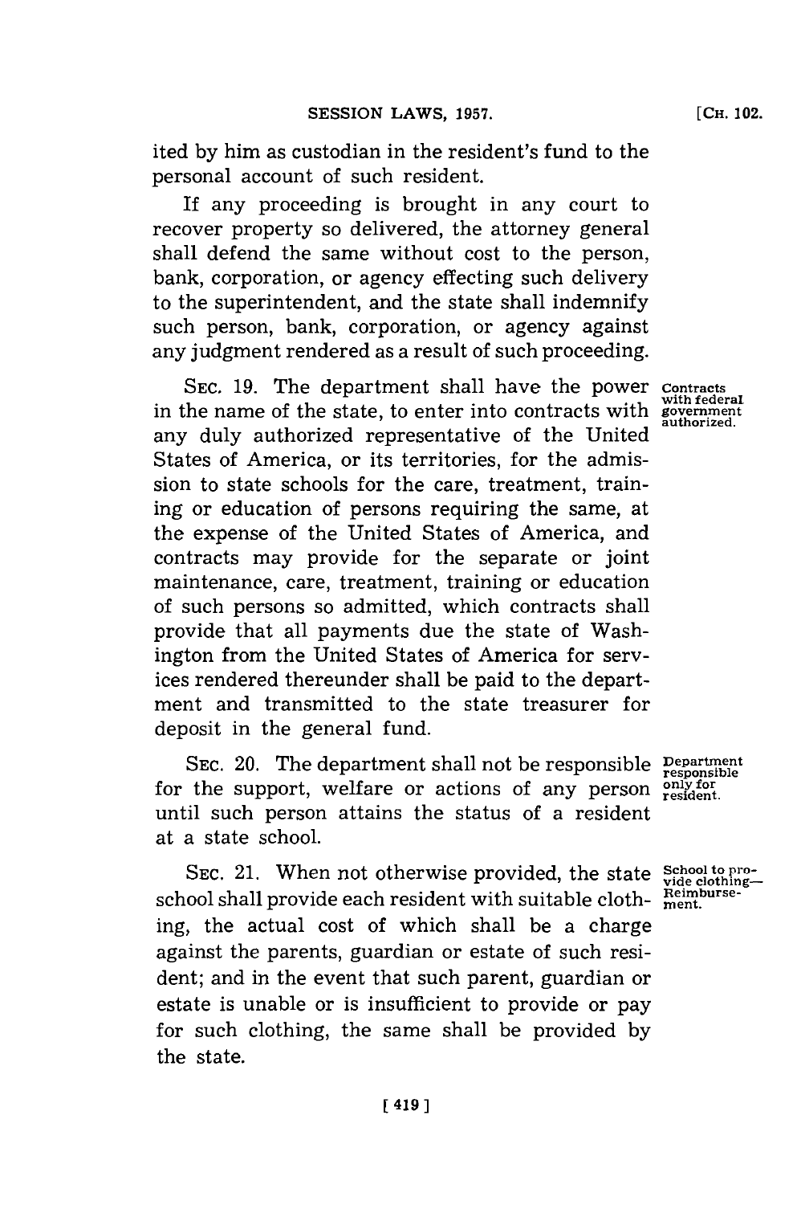ited by him as custodian in the resident's fund to the personal account of such resident.

If any proceeding is brought in any court to recover property so delivered, the attorney general shall defend the same without cost to the person, bank, corporation, or agency effecting such delivery to the superintendent, and the state shall indemnify such person, bank, corporation, or agency against any judgment rendered as a result of such proceeding.

Contracts with federal government authorized.

SEC. 19. The department shall have the power in the name of the state, to enter into contracts with any duly authorized representative of the United States of America, or its territories, for the admission to state schools for the care, treatment, training or education of persons requiring the same, at the expense of the United States of America, and contracts may provide for the separate or joint maintenance, care, treatment, training or education of such persons so admitted, which contracts shall provide that all payments due the state of Washington from the United States of America for services rendered thereunder shall be paid to the department and transmitted to the state treasurer for deposit in the general fund.

Department responsible only for resident.

SEC. 20. The department shall not be responsible for the support, welfare or actions of any person until such person attains the status of a resident at a state school.

School to provide clothing—Reimbursement.

SEC. 21. When not otherwise provided, the state school shall provide each resident with suitable clothing, the actual cost of which shall be a charge against the parents, guardian or estate of such resident; and in the event that such parent, guardian or estate is unable or is insufficient to provide or pay for such clothing, the same shall be provided by the state.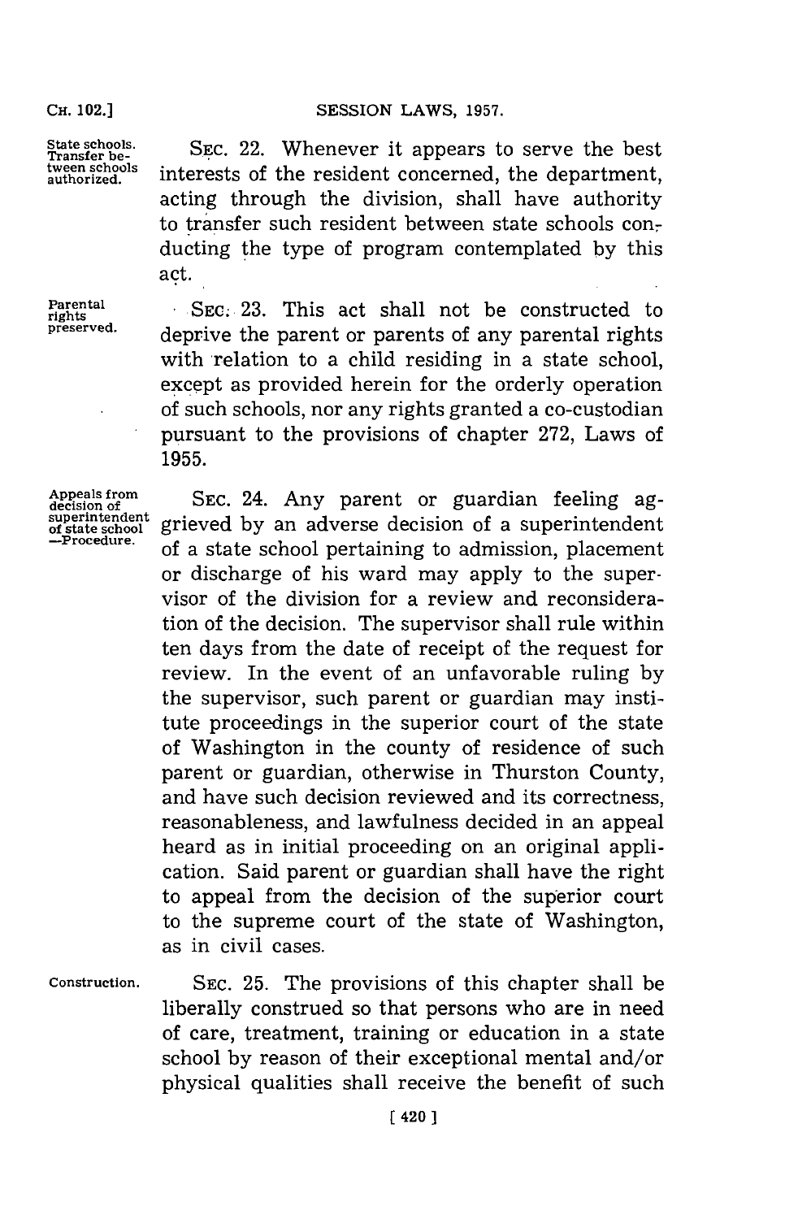**State schools. Transfer between schools authorized.** SEC. 22. Whenever it appears to serve the best interests of the resident concerned, the department, acting through the division, shall have authority to transfer such resident between state schools conducting the type of program contemplated by this act.

**Parental rights preserved.** SEC. 23. This act shall not be constructed to deprive the parent or parents of any parental rights with relation to a child residing in a state school, except as provided herein for the orderly operation of such schools, nor any rights granted a co-custodian pursuant to the provisions of chapter 272, Laws of 1955.

**Appeals from decision of superintendent of state school —Procedure.** SEC. 24. Any parent or guardian feeling aggrieved by an adverse decision of a superintendent of a state school pertaining to admission, placement or discharge of his ward may apply to the supervisor of the division for a review and reconsideration of the decision. The supervisor shall rule within ten days from the date of receipt of the request for review. In the event of an unfavorable ruling by the supervisor, such parent or guardian may institute proceedings in the superior court of the state of Washington in the county of residence of such parent or guardian, otherwise in Thurston County, and have such decision reviewed and its correctness, reasonableness, and lawfulness decided in an appeal heard as in initial proceeding on an original application. Said parent or guardian shall have the right to appeal from the decision of the superior court to the supreme court of the state of Washington, as in civil cases.

**Construction.** SEC. 25. The provisions of this chapter shall be liberally construed so that persons who are in need of care, treatment, training or education in a state school by reason of their exceptional mental and/or physical qualities shall receive the benefit of such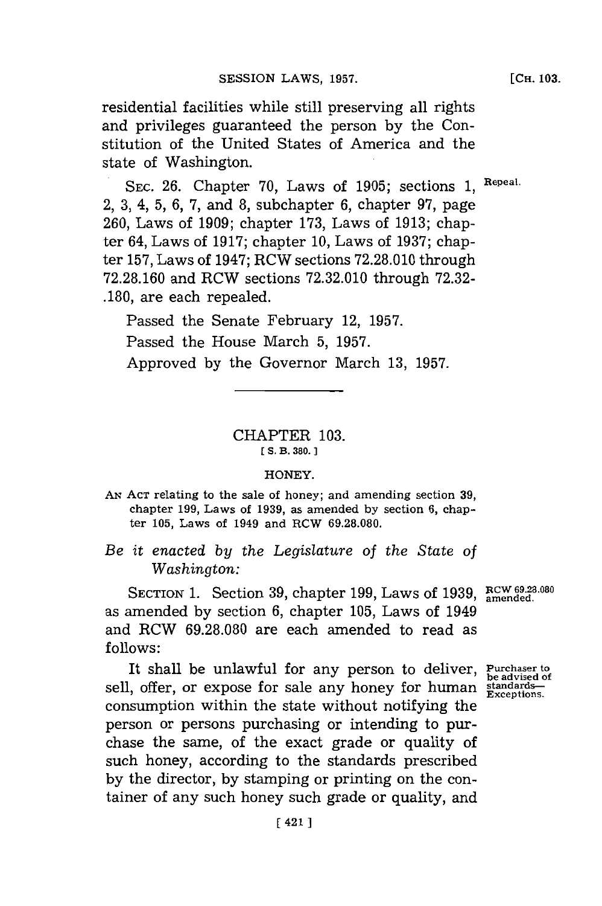residential facilities while still preserving all rights and privileges guaranteed the person by the Constitution of the United States of America and the state of Washington.

SEC. 26. Chapter 70, Laws of 1905; sections 1, 2, 3, 4, 5, 6, 7, and 8, subchapter 6, chapter 97, page 260, Laws of 1909; chapter 173, Laws of 1913; chapter 64, Laws of 1917; chapter 10, Laws of 1937; chapter 157, Laws of 1947; RCW sections 72.28.010 through 72.28.160 and RCW sections 72.32.010 through 72.32-.180, are each repealed.

Repeal.

Passed the Senate February 12, 1957.

Passed the House March 5, 1957.

Approved by the Governor March 13, 1957.

---

## CHAPTER 103.

[S. B. 380.]

### HONEY.

AN ACT relating to the sale of honey; and amending section 39, chapter 199, Laws of 1939, as amended by section 6, chapter 105, Laws of 1949 and RCW 69.28.080.

*Be it enacted by the Legislature of the State of Washington:*

SECTION 1. Section 39, chapter 199, Laws of 1939, as amended by section 6, chapter 105, Laws of 1949 and RCW 69.28.080 are each amended to read as follows:

RCW 69.28.080 amended.

It shall be unlawful for any person to deliver, sell, offer, or expose for sale any honey for human consumption within the state without notifying the person or persons purchasing or intending to purchase the same, of the exact grade or quality of such honey, according to the standards prescribed by the director, by stamping or printing on the container of any such honey such grade or quality, and

Purchaser to be advised of standards—Exceptions.